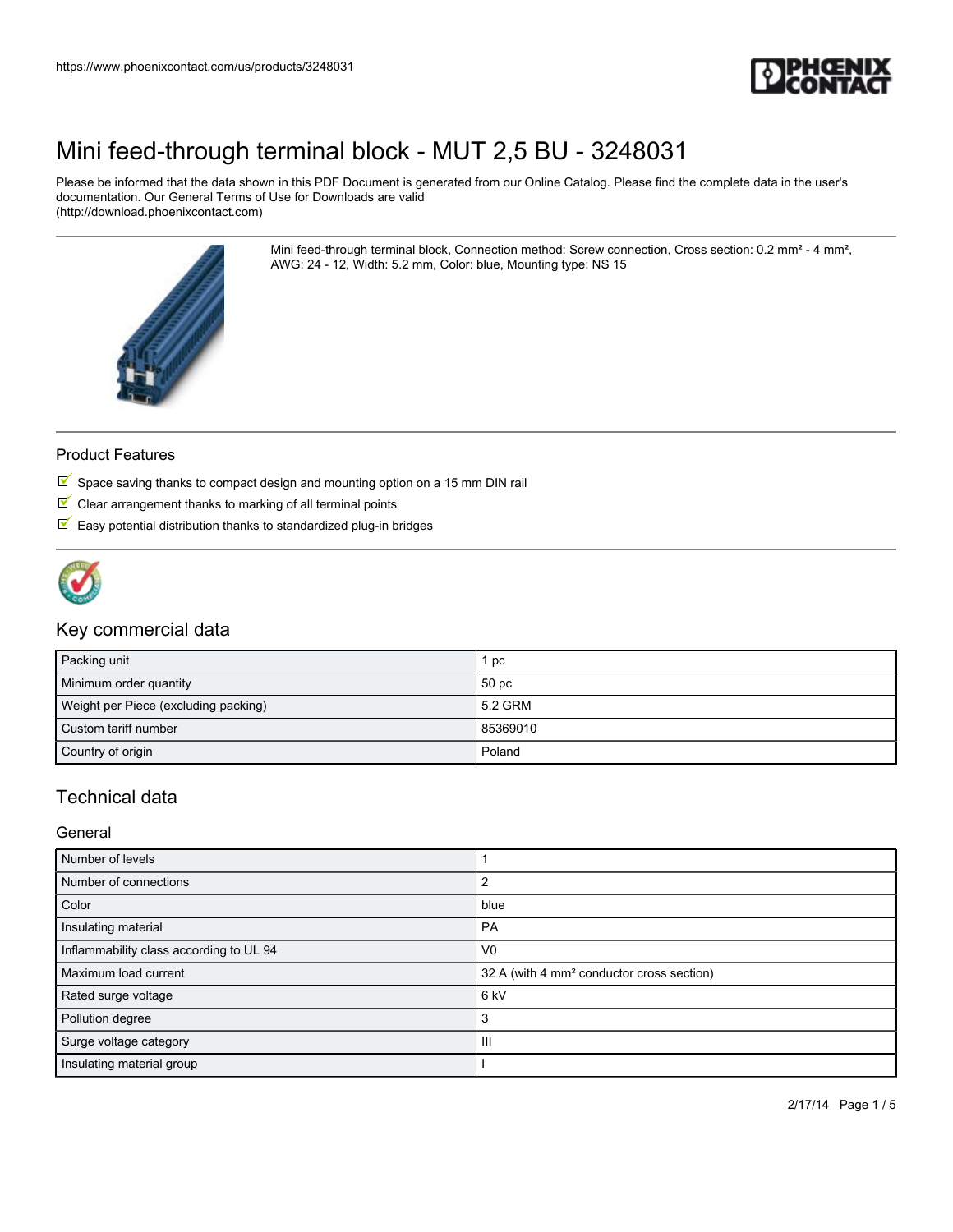# Mini feed-through terminal block - MUT 2,5 BU - 3248031

Please be informed that the data shown in this PDF Document is generated from our Online Catalog. Please find the complete data in the user's documentation. Our General Terms of Use for Downloads are valid (http://download.phoenixcontact.com)

Mini feed-through terminal block, Connection method: Screw connection, Cross section: 0.2 mm² - 4 mm², AWG: 24 - 12, Width: 5.2 mm, Color: blue, Mounting type: NS 15

## Product Features

- Space saving thanks to compact design and mounting option on a 15 mm DIN rail
- Clear arrangement thanks to marking of all terminal points
- Easy potential distribution thanks to standardized plug-in bridges

## Key commercial data

| | |
|---|---|
| Packing unit | 1 pc |
| Minimum order quantity | 50 pc |
| Weight per Piece (excluding packing) | 5.2 GRM |
| Custom tariff number | 85369010 |
| Country of origin | Poland |

## Technical data

### General

| | |
|---|---|
| Number of levels | 1 |
| Number of connections | 2 |
| Color | blue |
| Insulating material | PA |
| Inflammability class according to UL 94 | V0 |
| Maximum load current | 32 A (with 4 mm² conductor cross section) |
| Rated surge voltage | 6 kV |
| Pollution degree | 3 |
| Surge voltage category | III |
| Insulating material group | I |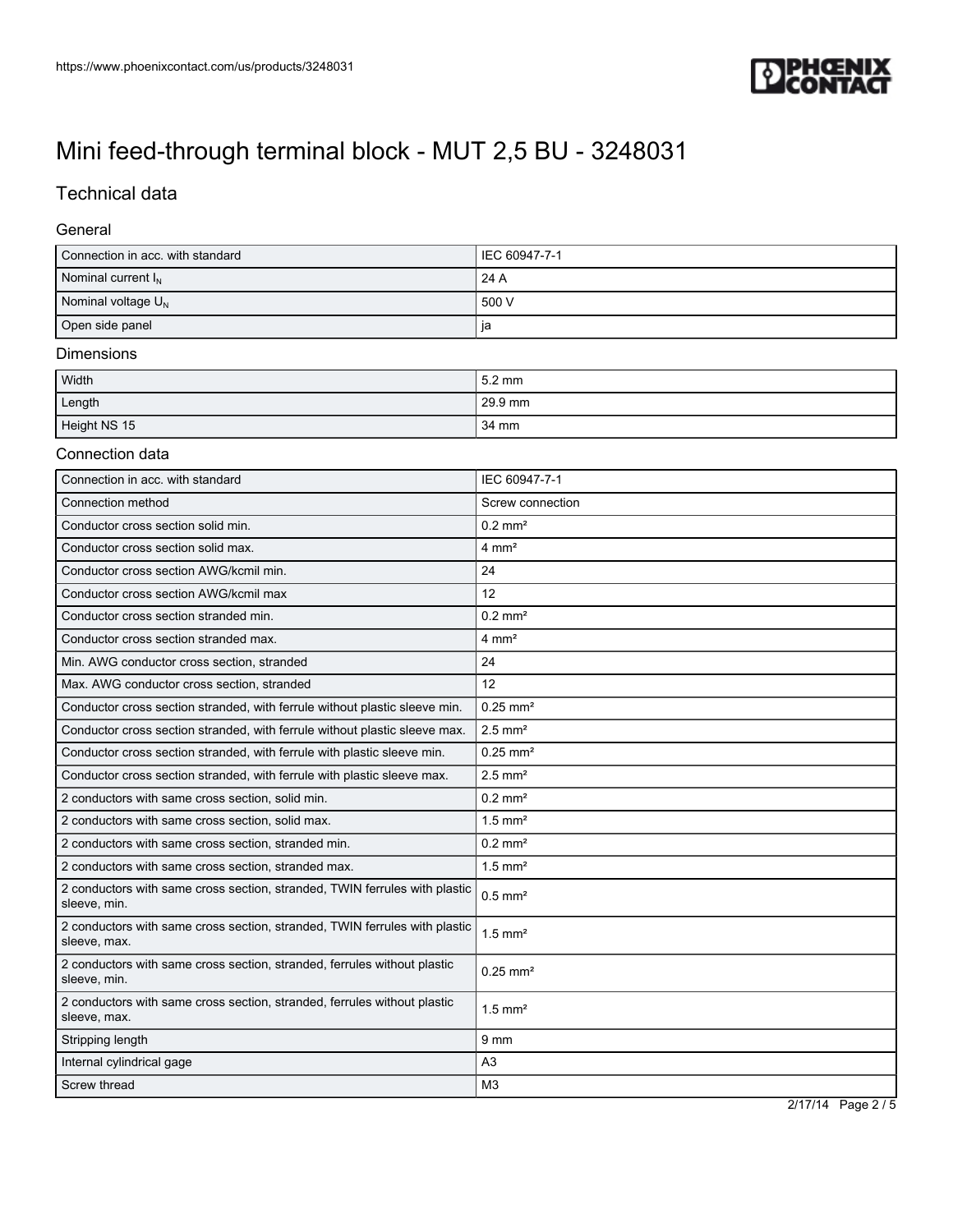# Mini feed-through terminal block - MUT 2,5 BU - 3248031

## Technical data

### General

| | |
|---|---|
| Connection in acc. with standard | IEC 60947-7-1 |
| Nominal current $I_N$ | 24 A |
| Nominal voltage $U_N$ | 500 V |
| Open side panel | ja |

### Dimensions

| | |
|---|---|
| Width | 5.2 mm |
| Length | 29.9 mm |
| Height NS 15 | 34 mm |

### Connection data

| | |
|---|---|
| Connection in acc. with standard | IEC 60947-7-1 |
| Connection method | Screw connection |
| Conductor cross section solid min. | 0.2 mm² |
| Conductor cross section solid max. | 4 mm² |
| Conductor cross section AWG/kcmil min. | 24 |
| Conductor cross section AWG/kcmil max | 12 |
| Conductor cross section stranded min. | 0.2 mm² |
| Conductor cross section stranded max. | 4 mm² |
| Min. AWG conductor cross section, stranded | 24 |
| Max. AWG conductor cross section, stranded | 12 |
| Conductor cross section stranded, with ferrule without plastic sleeve min. | 0.25 mm² |
| Conductor cross section stranded, with ferrule without plastic sleeve max. | 2.5 mm² |
| Conductor cross section stranded, with ferrule with plastic sleeve min. | 0.25 mm² |
| Conductor cross section stranded, with ferrule with plastic sleeve max. | 2.5 mm² |
| 2 conductors with same cross section, solid min. | 0.2 mm² |
| 2 conductors with same cross section, solid max. | 1.5 mm² |
| 2 conductors with same cross section, stranded min. | 0.2 mm² |
| 2 conductors with same cross section, stranded max. | 1.5 mm² |
| 2 conductors with same cross section, stranded, TWIN ferrules with plastic sleeve, min. | 0.5 mm² |
| 2 conductors with same cross section, stranded, TWIN ferrules with plastic sleeve, max. | 1.5 mm² |
| 2 conductors with same cross section, stranded, ferrules without plastic sleeve, min. | 0.25 mm² |
| 2 conductors with same cross section, stranded, ferrules without plastic sleeve, max. | 1.5 mm² |
| Stripping length | 9 mm |
| Internal cylindrical gage | A3 |
| Screw thread | M3 |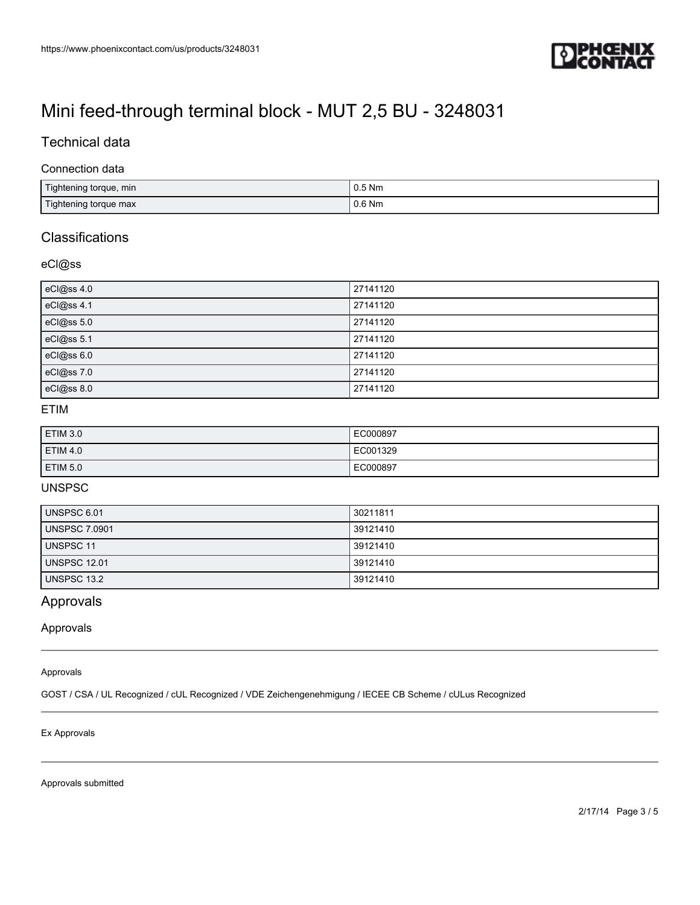# Mini feed-through terminal block - MUT 2,5 BU - 3248031

## Technical data

### Connection data

| | |
|---|---|
| Tightening torque, min | 0.5 Nm |
| Tightening torque max | 0.6 Nm |

## Classifications

### eCl@ss

| | |
|---|---|
| eCl@ss 4.0 | 27141120 |
| eCl@ss 4.1 | 27141120 |
| eCl@ss 5.0 | 27141120 |
| eCl@ss 5.1 | 27141120 |
| eCl@ss 6.0 | 27141120 |
| eCl@ss 7.0 | 27141120 |
| eCl@ss 8.0 | 27141120 |

### ETIM

| | |
|---|---|
| ETIM 3.0 | EC000897 |
| ETIM 4.0 | EC001329 |
| ETIM 5.0 | EC000897 |

### UNSPSC

| | |
|---|---|
| UNSPSC 6.01 | 30211811 |
| UNSPSC 7.0901 | 39121410 |
| UNSPSC 11 | 39121410 |
| UNSPSC 12.01 | 39121410 |
| UNSPSC 13.2 | 39121410 |

## Approvals

### Approvals

Approvals

GOST / CSA / UL Recognized / cUL Recognized / VDE Zeichengenehmigung / IECEE CB Scheme / cULus Recognized

Ex Approvals

Approvals submitted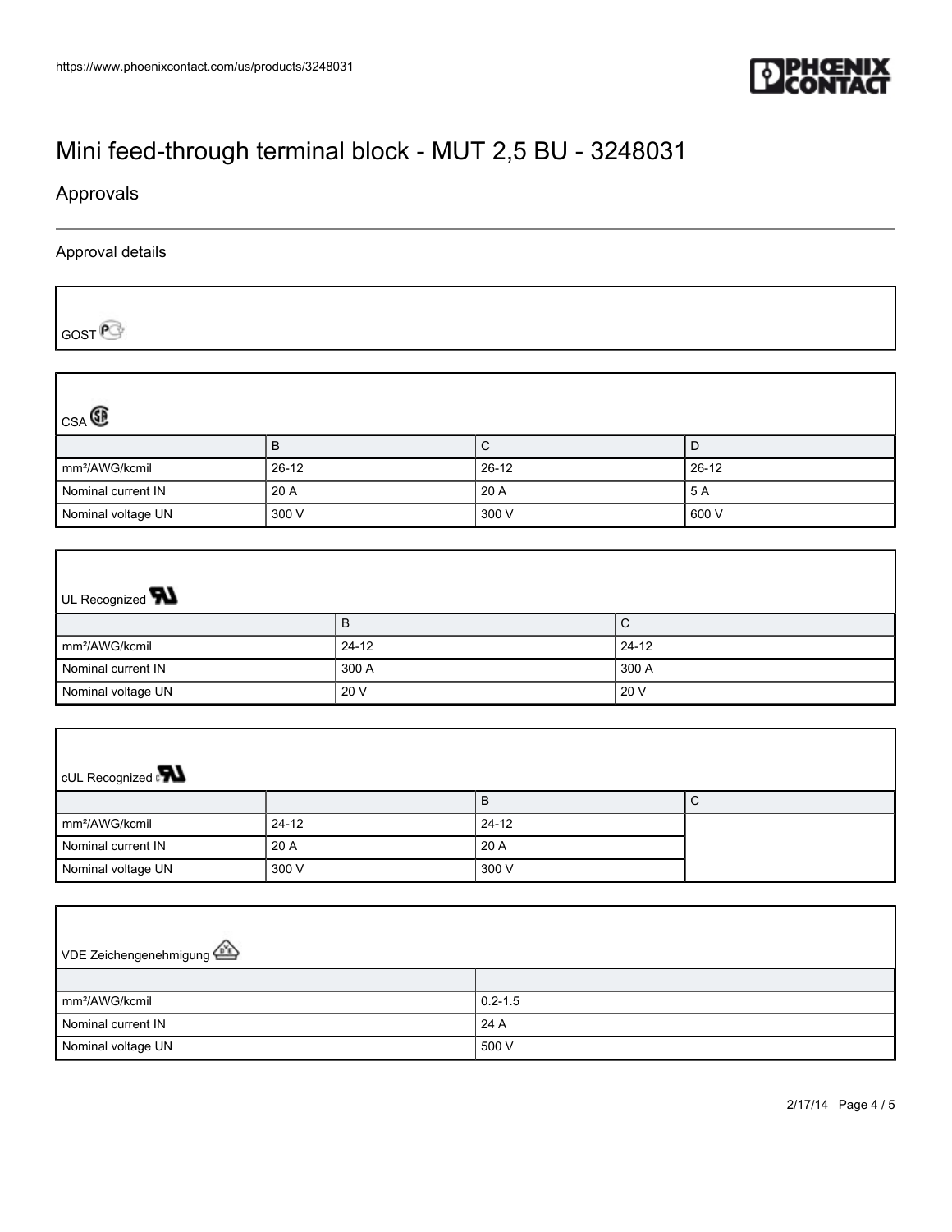# Mini feed-through terminal block - MUT 2,5 BU - 3248031

## Approvals

### Approval details

GOST

CSA

| | B | C | D |
| --- | --- | --- | --- |
| mm²/AWG/kcmil | 26-12 | 26-12 | 26-12 |
| Nominal current IN | 20 A | 20 A | 5 A |
| Nominal voltage UN | 300 V | 300 V | 600 V |

UL Recognized

| | B | C |
| --- | --- | --- |
| mm²/AWG/kcmil | 24-12 | 24-12 |
| Nominal current IN | 300 A | 300 A |
| Nominal voltage UN | 20 V | 20 V |

cUL Recognized

| | | B | C |
| --- | --- | --- | --- |
| mm²/AWG/kcmil | 24-12 | 24-12 | |
| Nominal current IN | 20 A | 20 A | |
| Nominal voltage UN | 300 V | 300 V | |

VDE Zeichengenehmigung

| | |
| --- | --- |
| mm²/AWG/kcmil | 0.2-1.5 |
| Nominal current IN | 24 A |
| Nominal voltage UN | 500 V |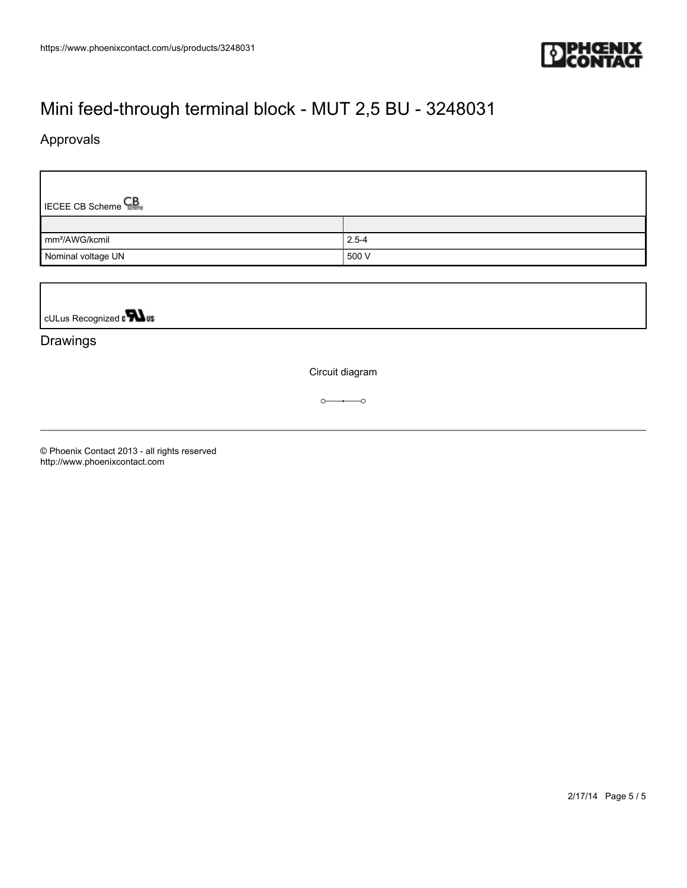# Mini feed-through terminal block - MUT 2,5 BU - 3248031

## Approvals

IECEE CB Scheme

| | |
|---|---|
| mm²/AWG/kcmil | 2.5-4 |
| Nominal voltage UN | 500 V |

cULus Recognized

## Drawings

Circuit diagram

© Phoenix Contact 2013 - all rights reserved
http://www.phoenixcontact.com